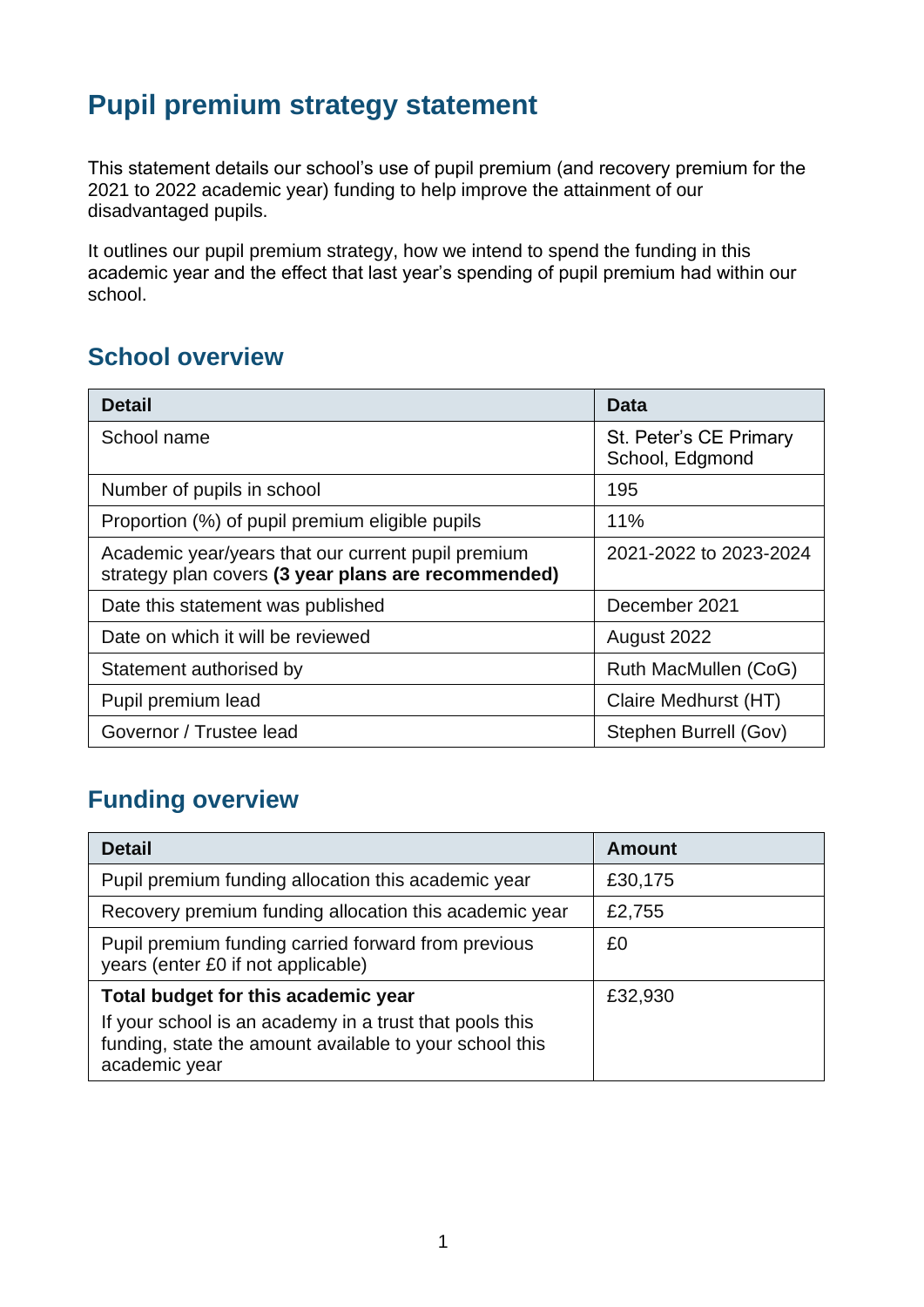# Pupil premium strategy statement

This statement details our school's use of pupil premium (and recovery premium for the 2021 to 2022 academic year) funding to help improve the attainment of our disadvantaged pupils.

It outlines our pupil premium strategy, how we intend to spend the funding in this academic year and the effect that last year's spending of pupil premium had within our school.

## School overview

| Detail | Data |
|---|---|
| School name | St. Peter's CE Primary School, Edgmond |
| Number of pupils in school | 195 |
| Proportion (%) of pupil premium eligible pupils | 11% |
| Academic year/years that our current pupil premium strategy plan covers **(3 year plans are recommended)** | 2021-2022 to 2023-2024 |
| Date this statement was published | December 2021 |
| Date on which it will be reviewed | August 2022 |
| Statement authorised by | Ruth MacMullen (CoG) |
| Pupil premium lead | Claire Medhurst (HT) |
| Governor / Trustee lead | Stephen Burrell (Gov) |

## Funding overview

| Detail | Amount |
|---|---|
| Pupil premium funding allocation this academic year | £30,175 |
| Recovery premium funding allocation this academic year | £2,755 |
| Pupil premium funding carried forward from previous years (enter £0 if not applicable) | £0 |
| **Total budget for this academic year**<br>If your school is an academy in a trust that pools this funding, state the amount available to your school this academic year | £32,930 |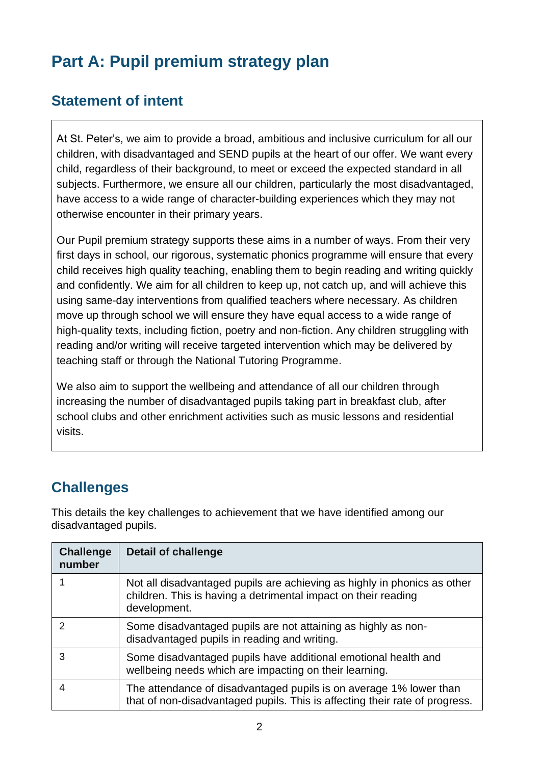# Part A: Pupil premium strategy plan

## Statement of intent

At St. Peter's, we aim to provide a broad, ambitious and inclusive curriculum for all our children, with disadvantaged and SEND pupils at the heart of our offer. We want every child, regardless of their background, to meet or exceed the expected standard in all subjects. Furthermore, we ensure all our children, particularly the most disadvantaged, have access to a wide range of character-building experiences which they may not otherwise encounter in their primary years.

Our Pupil premium strategy supports these aims in a number of ways. From their very first days in school, our rigorous, systematic phonics programme will ensure that every child receives high quality teaching, enabling them to begin reading and writing quickly and confidently. We aim for all children to keep up, not catch up, and will achieve this using same-day interventions from qualified teachers where necessary. As children move up through school we will ensure they have equal access to a wide range of high-quality texts, including fiction, poetry and non-fiction. Any children struggling with reading and/or writing will receive targeted intervention which may be delivered by teaching staff or through the National Tutoring Programme.

We also aim to support the wellbeing and attendance of all our children through increasing the number of disadvantaged pupils taking part in breakfast club, after school clubs and other enrichment activities such as music lessons and residential visits.

## Challenges

This details the key challenges to achievement that we have identified among our disadvantaged pupils.

| Challenge number | Detail of challenge |
|---|---|
| 1 | Not all disadvantaged pupils are achieving as highly in phonics as other children. This is having a detrimental impact on their reading development. |
| 2 | Some disadvantaged pupils are not attaining as highly as non-disadvantaged pupils in reading and writing. |
| 3 | Some disadvantaged pupils have additional emotional health and wellbeing needs which are impacting on their learning. |
| 4 | The attendance of disadvantaged pupils is on average 1% lower than that of non-disadvantaged pupils. This is affecting their rate of progress. |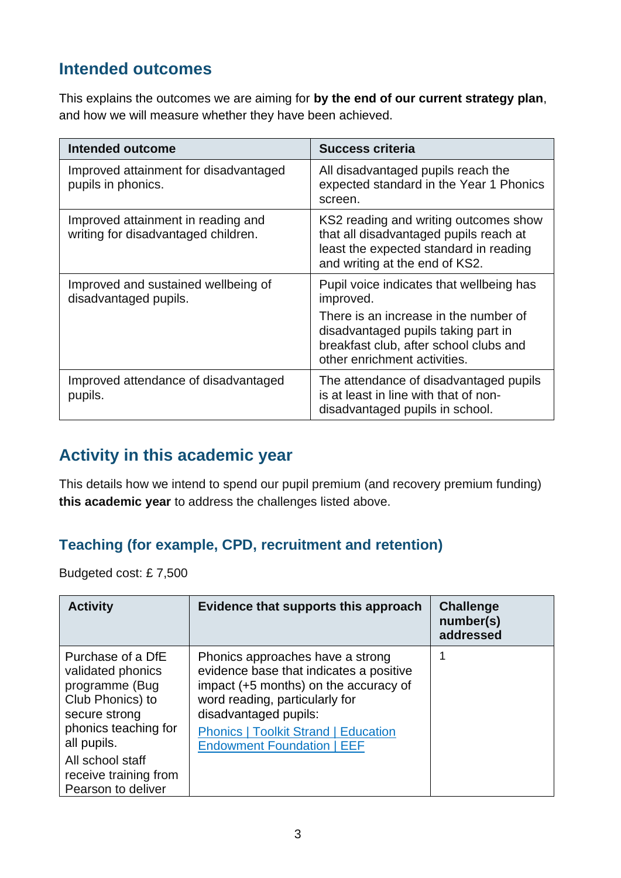## Intended outcomes

This explains the outcomes we are aiming for **by the end of our current strategy plan**, and how we will measure whether they have been achieved.

| Intended outcome | Success criteria |
|---|---|
| Improved attainment for disadvantaged pupils in phonics. | All disadvantaged pupils reach the expected standard in the Year 1 Phonics screen. |
| Improved attainment in reading and writing for disadvantaged children. | KS2 reading and writing outcomes show that all disadvantaged pupils reach at least the expected standard in reading and writing at the end of KS2. |
| Improved and sustained wellbeing of disadvantaged pupils. | Pupil voice indicates that wellbeing has improved.<br>There is an increase in the number of disadvantaged pupils taking part in breakfast club, after school clubs and other enrichment activities. |
| Improved attendance of disadvantaged pupils. | The attendance of disadvantaged pupils is at least in line with that of non-disadvantaged pupils in school. |

## Activity in this academic year

This details how we intend to spend our pupil premium (and recovery premium funding) **this academic year** to address the challenges listed above.

### Teaching (for example, CPD, recruitment and retention)

Budgeted cost: £ 7,500

| Activity | Evidence that supports this approach | Challenge number(s) addressed |
|---|---|---|
| Purchase of a DfE validated phonics programme (Bug Club Phonics) to secure strong phonics teaching for all pupils.<br>All school staff receive training from Pearson to deliver | Phonics approaches have a strong evidence base that indicates a positive impact (+5 months) on the accuracy of word reading, particularly for disadvantaged pupils:<br>[Phonics \| Toolkit Strand \| Education Endowment Foundation \| EEF]() | 1 |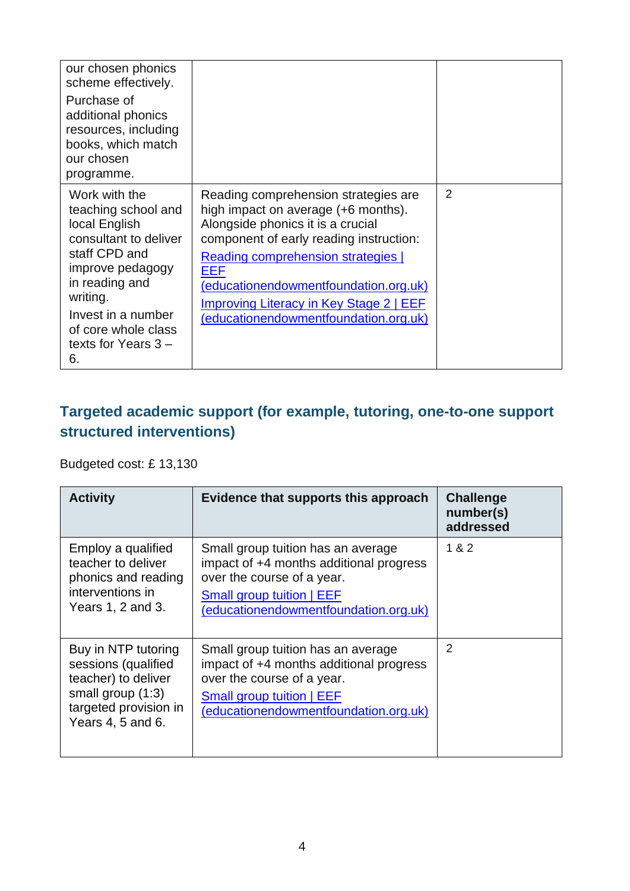| | | |
|---|---|---|
| our chosen phonics scheme effectively.<br>Purchase of additional phonics resources, including books, which match our chosen programme. | | |
| Work with the teaching school and local English consultant to deliver staff CPD and improve pedagogy in reading and writing.<br>Invest in a number of core whole class texts for Years 3 – 6. | Reading comprehension strategies are high impact on average (+6 months). Alongside phonics it is a crucial component of early reading instruction:<br>Reading comprehension strategies \| EEF (educationendowmentfoundation.org.uk)<br>Improving Literacy in Key Stage 2 \| EEF (educationendowmentfoundation.org.uk) | 2 |

## Targeted academic support (for example, tutoring, one-to-one support structured interventions)

Budgeted cost: £ 13,130

| Activity | Evidence that supports this approach | Challenge number(s) addressed |
|---|---|---|
| Employ a qualified teacher to deliver phonics and reading interventions in Years 1, 2 and 3. | Small group tuition has an average impact of +4 months additional progress over the course of a year.<br>Small group tuition \| EEF (educationendowmentfoundation.org.uk) | 1 & 2 |
| Buy in NTP tutoring sessions (qualified teacher) to deliver small group (1:3) targeted provision in Years 4, 5 and 6. | Small group tuition has an average impact of +4 months additional progress over the course of a year.<br>Small group tuition \| EEF (educationendowmentfoundation.org.uk) | 2 |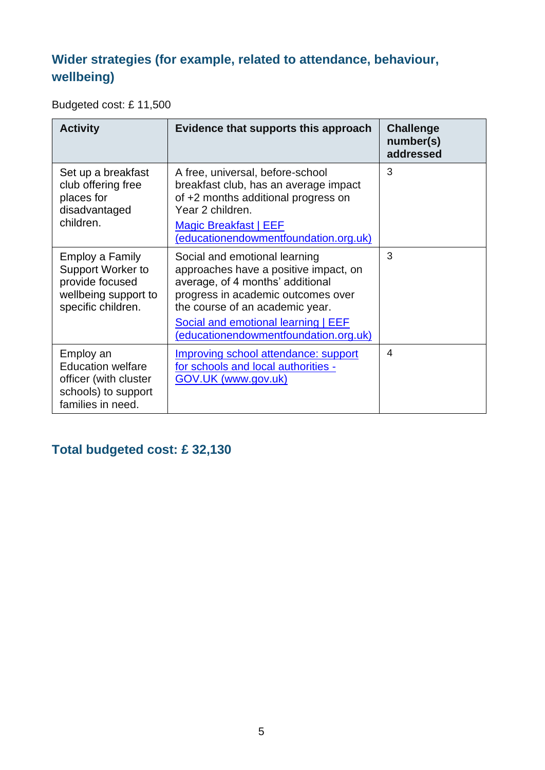## Wider strategies (for example, related to attendance, behaviour, wellbeing)

Budgeted cost: £ 11,500

| Activity | Evidence that supports this approach | Challenge number(s) addressed |
|---|---|---|
| Set up a breakfast club offering free places for disadvantaged children. | A free, universal, before-school breakfast club, has an average impact of +2 months additional progress on Year 2 children. [Magic Breakfast \| EEF (educationendowmentfoundation.org.uk)](educationendowmentfoundation.org.uk) | 3 |
| Employ a Family Support Worker to provide focused wellbeing support to specific children. | Social and emotional learning approaches have a positive impact, on average, of 4 months' additional progress in academic outcomes over the course of an academic year. [Social and emotional learning \| EEF (educationendowmentfoundation.org.uk)](educationendowmentfoundation.org.uk) | 3 |
| Employ an Education welfare officer (with cluster schools) to support families in need. | [Improving school attendance: support for schools and local authorities - GOV.UK (www.gov.uk)](www.gov.uk) | 4 |

## Total budgeted cost: £ 32,130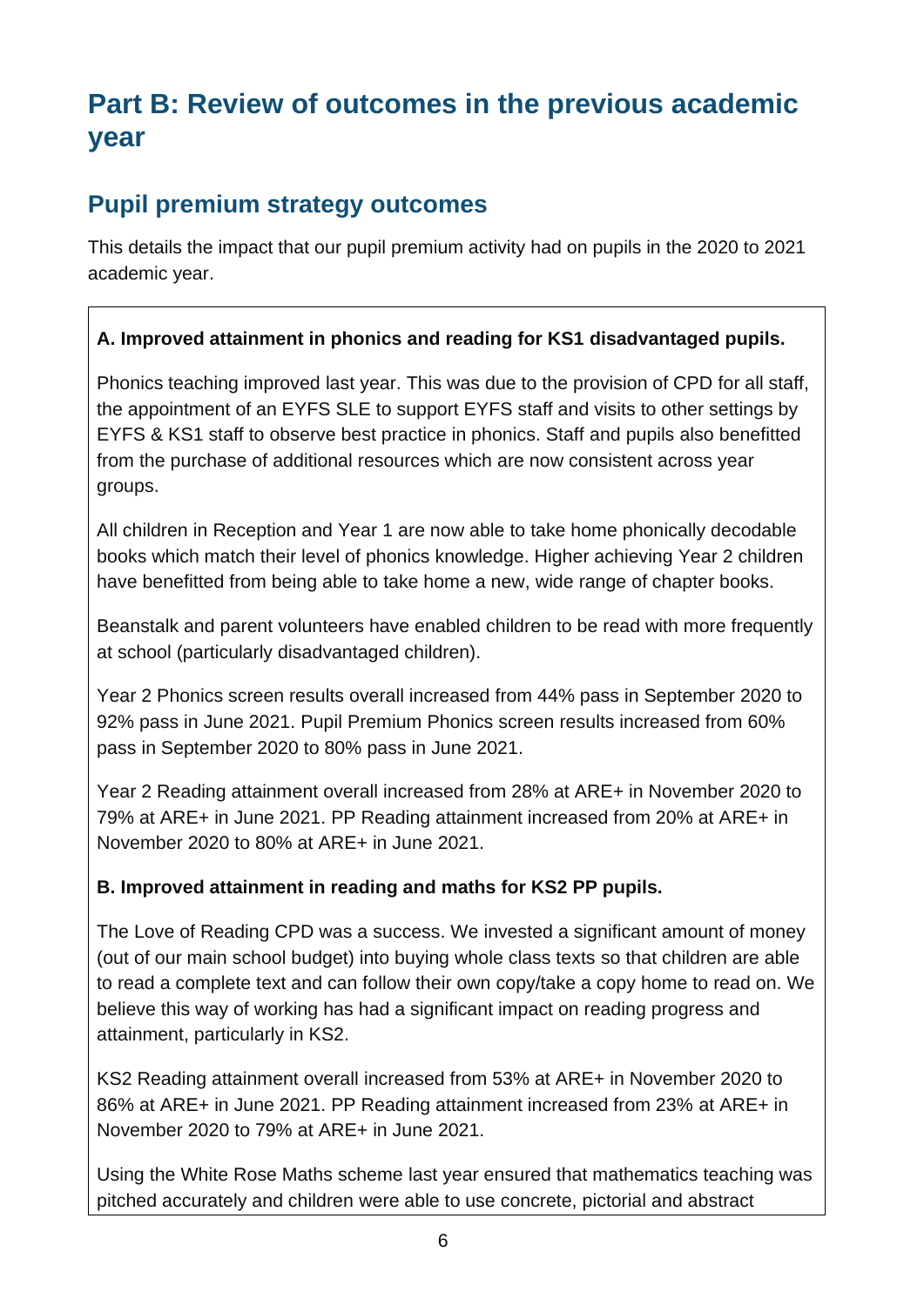# Part B: Review of outcomes in the previous academic year

## Pupil premium strategy outcomes

This details the impact that our pupil premium activity had on pupils in the 2020 to 2021 academic year.

**A. Improved attainment in phonics and reading for KS1 disadvantaged pupils.**

Phonics teaching improved last year. This was due to the provision of CPD for all staff, the appointment of an EYFS SLE to support EYFS staff and visits to other settings by EYFS & KS1 staff to observe best practice in phonics. Staff and pupils also benefitted from the purchase of additional resources which are now consistent across year groups.

All children in Reception and Year 1 are now able to take home phonically decodable books which match their level of phonics knowledge. Higher achieving Year 2 children have benefitted from being able to take home a new, wide range of chapter books.

Beanstalk and parent volunteers have enabled children to be read with more frequently at school (particularly disadvantaged children).

Year 2 Phonics screen results overall increased from 44% pass in September 2020 to 92% pass in June 2021. Pupil Premium Phonics screen results increased from 60% pass in September 2020 to 80% pass in June 2021.

Year 2 Reading attainment overall increased from 28% at ARE+ in November 2020 to 79% at ARE+ in June 2021. PP Reading attainment increased from 20% at ARE+ in November 2020 to 80% at ARE+ in June 2021.

**B. Improved attainment in reading and maths for KS2 PP pupils.**

The Love of Reading CPD was a success. We invested a significant amount of money (out of our main school budget) into buying whole class texts so that children are able to read a complete text and can follow their own copy/take a copy home to read on. We believe this way of working has had a significant impact on reading progress and attainment, particularly in KS2.

KS2 Reading attainment overall increased from 53% at ARE+ in November 2020 to 86% at ARE+ in June 2021. PP Reading attainment increased from 23% at ARE+ in November 2020 to 79% at ARE+ in June 2021.

Using the White Rose Maths scheme last year ensured that mathematics teaching was pitched accurately and children were able to use concrete, pictorial and abstract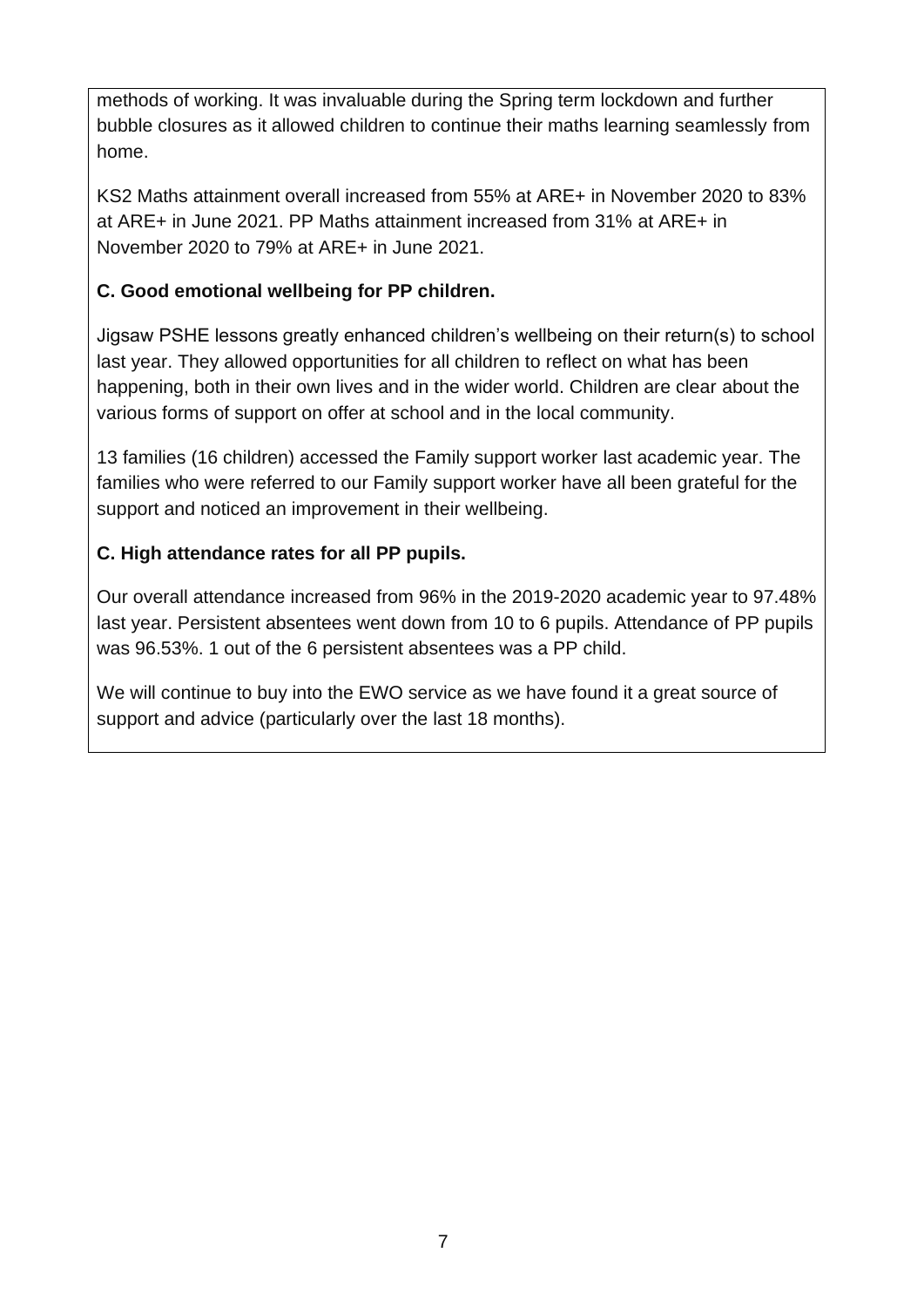methods of working. It was invaluable during the Spring term lockdown and further bubble closures as it allowed children to continue their maths learning seamlessly from home.

KS2 Maths attainment overall increased from 55% at ARE+ in November 2020 to 83% at ARE+ in June 2021. PP Maths attainment increased from 31% at ARE+ in November 2020 to 79% at ARE+ in June 2021.

**C. Good emotional wellbeing for PP children.**

Jigsaw PSHE lessons greatly enhanced children's wellbeing on their return(s) to school last year. They allowed opportunities for all children to reflect on what has been happening, both in their own lives and in the wider world. Children are clear about the various forms of support on offer at school and in the local community.

13 families (16 children) accessed the Family support worker last academic year. The families who were referred to our Family support worker have all been grateful for the support and noticed an improvement in their wellbeing.

**C. High attendance rates for all PP pupils.**

Our overall attendance increased from 96% in the 2019-2020 academic year to 97.48% last year. Persistent absentees went down from 10 to 6 pupils. Attendance of PP pupils was 96.53%. 1 out of the 6 persistent absentees was a PP child.

We will continue to buy into the EWO service as we have found it a great source of support and advice (particularly over the last 18 months).